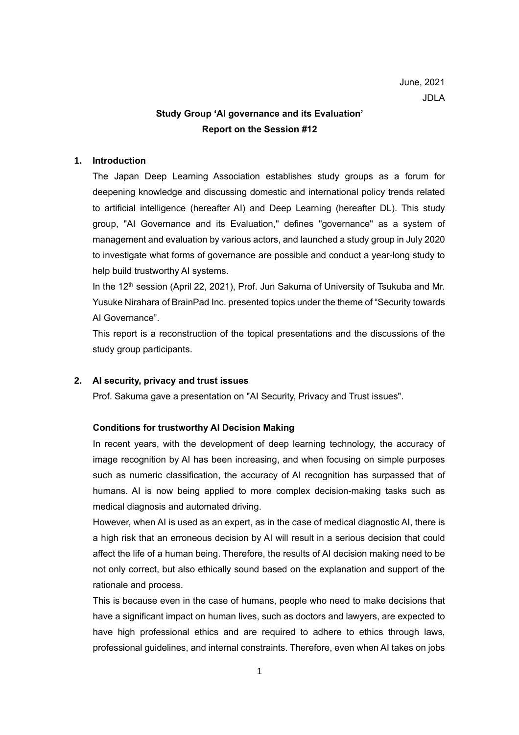June, 2021

JDLA

# Study Group 'AI governance and its Evaluation' Report on the Session #12

## 1. Introduction

The Japan Deep Learning Association establishes study groups as a forum for deepening knowledge and discussing domestic and international policy trends related to artificial intelligence (hereafter AI) and Deep Learning (hereafter DL). This study group, "AI Governance and its Evaluation," defines "governance" as a system of management and evaluation by various actors, and launched a study group in July 2020 to investigate what forms of governance are possible and conduct a year-long study to help build trustworthy AI systems.

In the 12th session (April 22, 2021), Prof. Jun Sakuma of University of Tsukuba and Mr. Yusuke Nirahara of BrainPad Inc. presented topics under the theme of "Security towards AI Governance".

This report is a reconstruction of the topical presentations and the discussions of the study group participants.

## 2. AI security, privacy and trust issues

Prof. Sakuma gave a presentation on "AI Security, Privacy and Trust issues".

### Conditions for trustworthy AI Decision Making

In recent years, with the development of deep learning technology, the accuracy of image recognition by AI has been increasing, and when focusing on simple purposes such as numeric classification, the accuracy of AI recognition has surpassed that of humans. AI is now being applied to more complex decision-making tasks such as medical diagnosis and automated driving.

However, when AI is used as an expert, as in the case of medical diagnostic AI, there is a high risk that an erroneous decision by AI will result in a serious decision that could affect the life of a human being. Therefore, the results of AI decision making need to be not only correct, but also ethically sound based on the explanation and support of the rationale and process.

This is because even in the case of humans, people who need to make decisions that have a significant impact on human lives, such as doctors and lawyers, are expected to have high professional ethics and are required to adhere to ethics through laws, professional guidelines, and internal constraints. Therefore, even when AI takes on jobs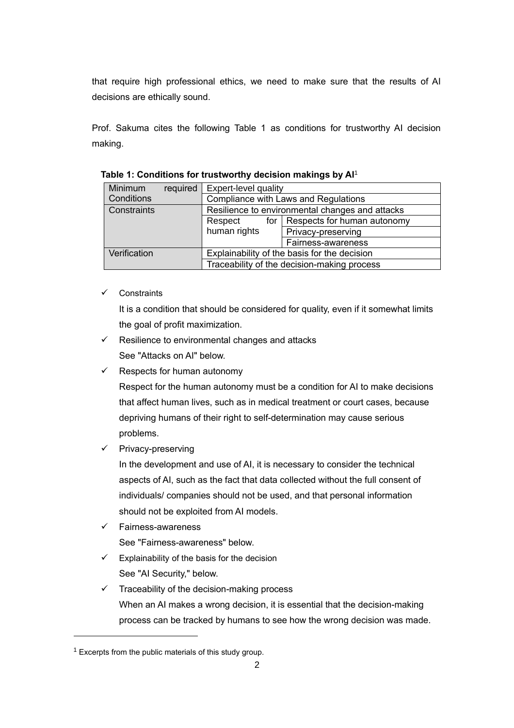that require high professional ethics, we need to make sure that the results of AI decisions are ethically sound.

Prof. Sakuma cites the following Table 1 as conditions for trustworthy AI decision making.

**Table 1: Conditions for trustworthy decision makings by AI**[1]

| | | |
|---|---|---|
| Minimum required Conditions | Expert-level quality | |
| | Compliance with Laws and Regulations | |
| Constraints | Resilience to environmental changes and attacks | |
| | Respect for human rights | Respects for human autonomy |
| | | Privacy-preserving |
| | | Fairness-awareness |
| Verification | Explainability of the basis for the decision | |
| | Traceability of the decision-making process | |

- ✓ Constraints
  It is a condition that should be considered for quality, even if it somewhat limits the goal of profit maximization.
- ✓ Resilience to environmental changes and attacks
  See "Attacks on AI" below.
- ✓ Respects for human autonomy
  Respect for the human autonomy must be a condition for AI to make decisions that affect human lives, such as in medical treatment or court cases, because depriving humans of their right to self-determination may cause serious problems.
- ✓ Privacy-preserving
  In the development and use of AI, it is necessary to consider the technical aspects of AI, such as the fact that data collected without the full consent of individuals/ companies should not be used, and that personal information should not be exploited from AI models.
- ✓ Fairness-awareness
  See "Fairness-awareness" below.
- ✓ Explainability of the basis for the decision
  See "AI Security," below.
- ✓ Traceability of the decision-making process
  When an AI makes a wrong decision, it is essential that the decision-making process can be tracked by humans to see how the wrong decision was made.

---

[1] Excerpts from the public materials of this study group.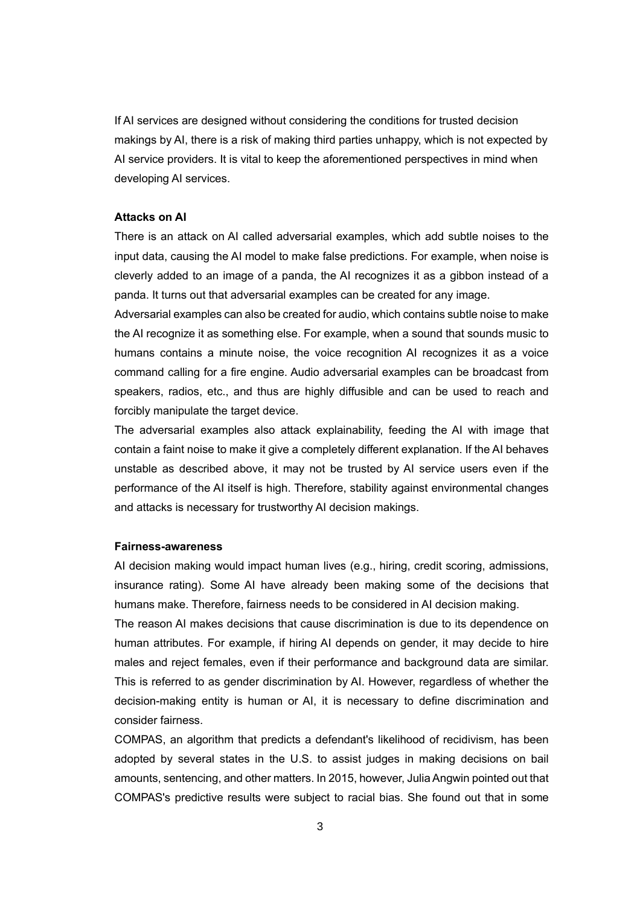If AI services are designed without considering the conditions for trusted decision makings by AI, there is a risk of making third parties unhappy, which is not expected by AI service providers. It is vital to keep the aforementioned perspectives in mind when developing AI services.

**Attacks on AI**

There is an attack on AI called adversarial examples, which add subtle noises to the input data, causing the AI model to make false predictions. For example, when noise is cleverly added to an image of a panda, the AI recognizes it as a gibbon instead of a panda. It turns out that adversarial examples can be created for any image.

Adversarial examples can also be created for audio, which contains subtle noise to make the AI recognize it as something else. For example, when a sound that sounds music to humans contains a minute noise, the voice recognition AI recognizes it as a voice command calling for a fire engine. Audio adversarial examples can be broadcast from speakers, radios, etc., and thus are highly diffusible and can be used to reach and forcibly manipulate the target device.

The adversarial examples also attack explainability, feeding the AI with image that contain a faint noise to make it give a completely different explanation. If the AI behaves unstable as described above, it may not be trusted by AI service users even if the performance of the AI itself is high. Therefore, stability against environmental changes and attacks is necessary for trustworthy AI decision makings.

**Fairness-awareness**

AI decision making would impact human lives (e.g., hiring, credit scoring, admissions, insurance rating). Some AI have already been making some of the decisions that humans make. Therefore, fairness needs to be considered in AI decision making.

The reason AI makes decisions that cause discrimination is due to its dependence on human attributes. For example, if hiring AI depends on gender, it may decide to hire males and reject females, even if their performance and background data are similar. This is referred to as gender discrimination by AI. However, regardless of whether the decision-making entity is human or AI, it is necessary to define discrimination and consider fairness.

COMPAS, an algorithm that predicts a defendant's likelihood of recidivism, has been adopted by several states in the U.S. to assist judges in making decisions on bail amounts, sentencing, and other matters. In 2015, however, Julia Angwin pointed out that COMPAS's predictive results were subject to racial bias. She found out that in some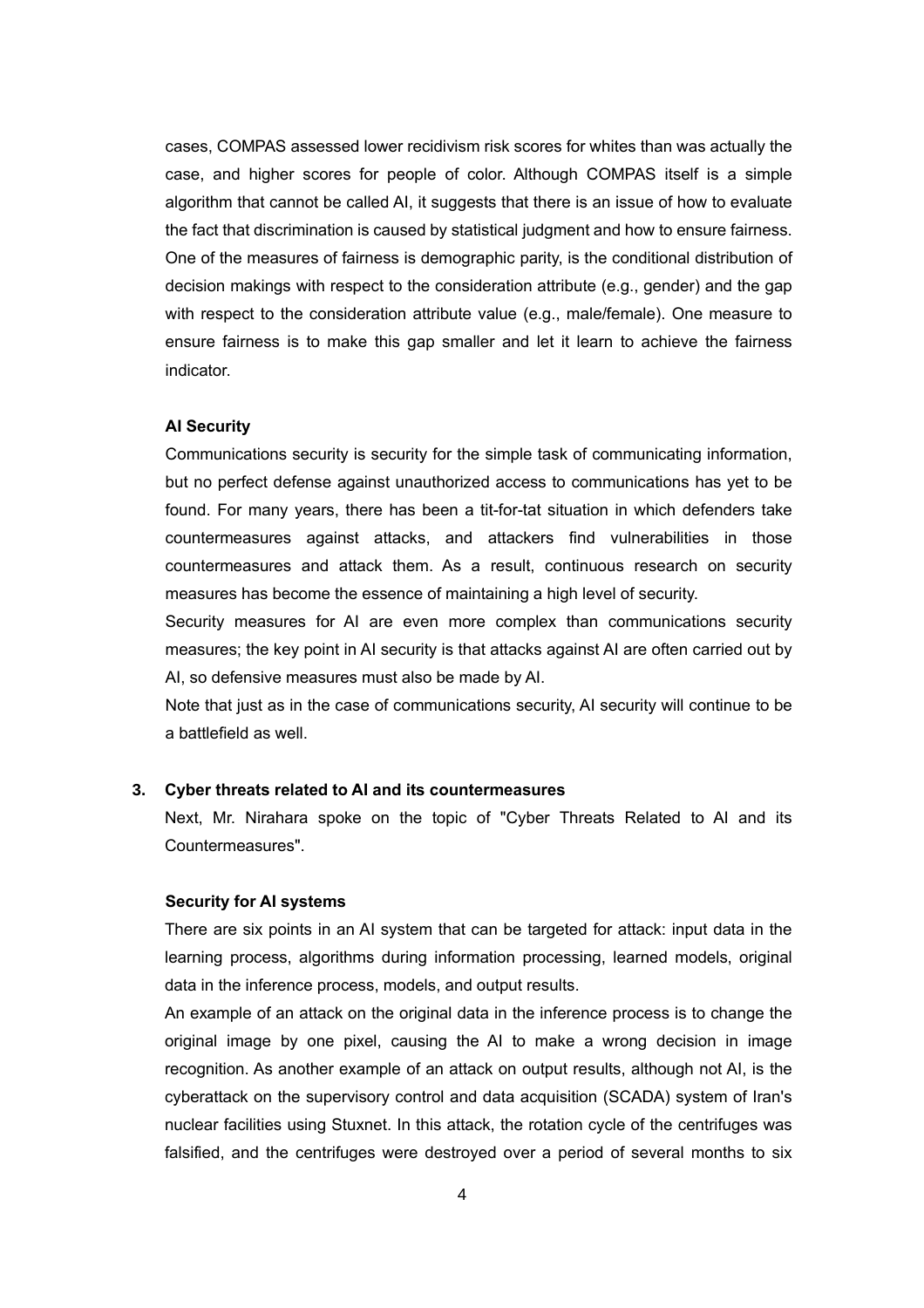cases, COMPAS assessed lower recidivism risk scores for whites than was actually the case, and higher scores for people of color. Although COMPAS itself is a simple algorithm that cannot be called AI, it suggests that there is an issue of how to evaluate the fact that discrimination is caused by statistical judgment and how to ensure fairness. One of the measures of fairness is demographic parity, is the conditional distribution of decision makings with respect to the consideration attribute (e.g., gender) and the gap with respect to the consideration attribute value (e.g., male/female). One measure to ensure fairness is to make this gap smaller and let it learn to achieve the fairness indicator.

**AI Security**

Communications security is security for the simple task of communicating information, but no perfect defense against unauthorized access to communications has yet to be found. For many years, there has been a tit-for-tat situation in which defenders take countermeasures against attacks, and attackers find vulnerabilities in those countermeasures and attack them. As a result, continuous research on security measures has become the essence of maintaining a high level of security.

Security measures for AI are even more complex than communications security measures; the key point in AI security is that attacks against AI are often carried out by AI, so defensive measures must also be made by AI.

Note that just as in the case of communications security, AI security will continue to be a battlefield as well.

## 3. Cyber threats related to AI and its countermeasures

Next, Mr. Nirahara spoke on the topic of "Cyber Threats Related to AI and its Countermeasures".

**Security for AI systems**

There are six points in an AI system that can be targeted for attack: input data in the learning process, algorithms during information processing, learned models, original data in the inference process, models, and output results.

An example of an attack on the original data in the inference process is to change the original image by one pixel, causing the AI to make a wrong decision in image recognition. As another example of an attack on output results, although not AI, is the cyberattack on the supervisory control and data acquisition (SCADA) system of Iran's nuclear facilities using Stuxnet. In this attack, the rotation cycle of the centrifuges was falsified, and the centrifuges were destroyed over a period of several months to six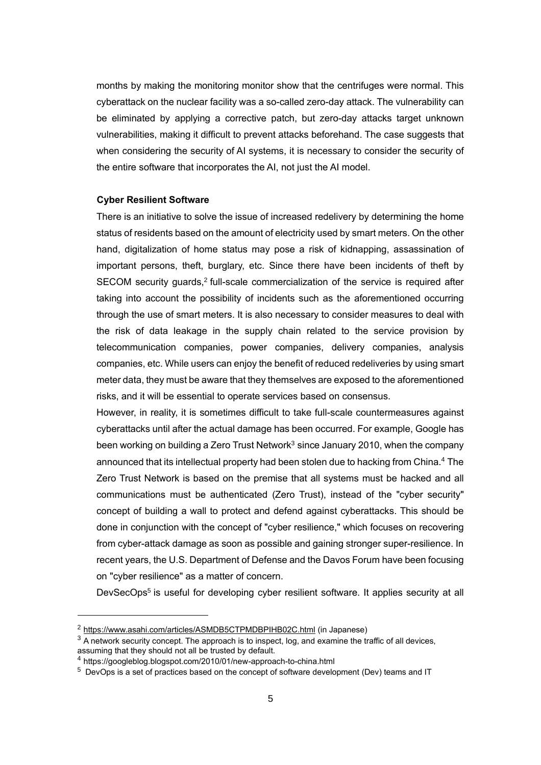months by making the monitoring monitor show that the centrifuges were normal. This cyberattack on the nuclear facility was a so-called zero-day attack. The vulnerability can be eliminated by applying a corrective patch, but zero-day attacks target unknown vulnerabilities, making it difficult to prevent attacks beforehand. The case suggests that when considering the security of AI systems, it is necessary to consider the security of the entire software that incorporates the AI, not just the AI model.

**Cyber Resilient Software**

There is an initiative to solve the issue of increased redelivery by determining the home status of residents based on the amount of electricity used by smart meters. On the other hand, digitalization of home status may pose a risk of kidnapping, assassination of important persons, theft, burglary, etc. Since there have been incidents of theft by SECOM security guards,[2] full-scale commercialization of the service is required after taking into account the possibility of incidents such as the aforementioned occurring through the use of smart meters. It is also necessary to consider measures to deal with the risk of data leakage in the supply chain related to the service provision by telecommunication companies, power companies, delivery companies, analysis companies, etc. While users can enjoy the benefit of reduced redeliveries by using smart meter data, they must be aware that they themselves are exposed to the aforementioned risks, and it will be essential to operate services based on consensus.

However, in reality, it is sometimes difficult to take full-scale countermeasures against cyberattacks until after the actual damage has been occurred. For example, Google has been working on building a Zero Trust Network[3] since January 2010, when the company announced that its intellectual property had been stolen due to hacking from China.[4] The Zero Trust Network is based on the premise that all systems must be hacked and all communications must be authenticated (Zero Trust), instead of the "cyber security" concept of building a wall to protect and defend against cyberattacks. This should be done in conjunction with the concept of "cyber resilience," which focuses on recovering from cyber-attack damage as soon as possible and gaining stronger super-resilience. In recent years, the U.S. Department of Defense and the Davos Forum have been focusing on "cyber resilience" as a matter of concern.

DevSecOps[5] is useful for developing cyber resilient software. It applies security at all

---

[2] https://www.asahi.com/articles/ASMDB5CTPMDBPIHB02C.html (in Japanese)

[3] A network security concept. The approach is to inspect, log, and examine the traffic of all devices, assuming that they should not all be trusted by default.

[4] https://googleblog.blogspot.com/2010/01/new-approach-to-china.html

[5] DevOps is a set of practices based on the concept of software development (Dev) teams and IT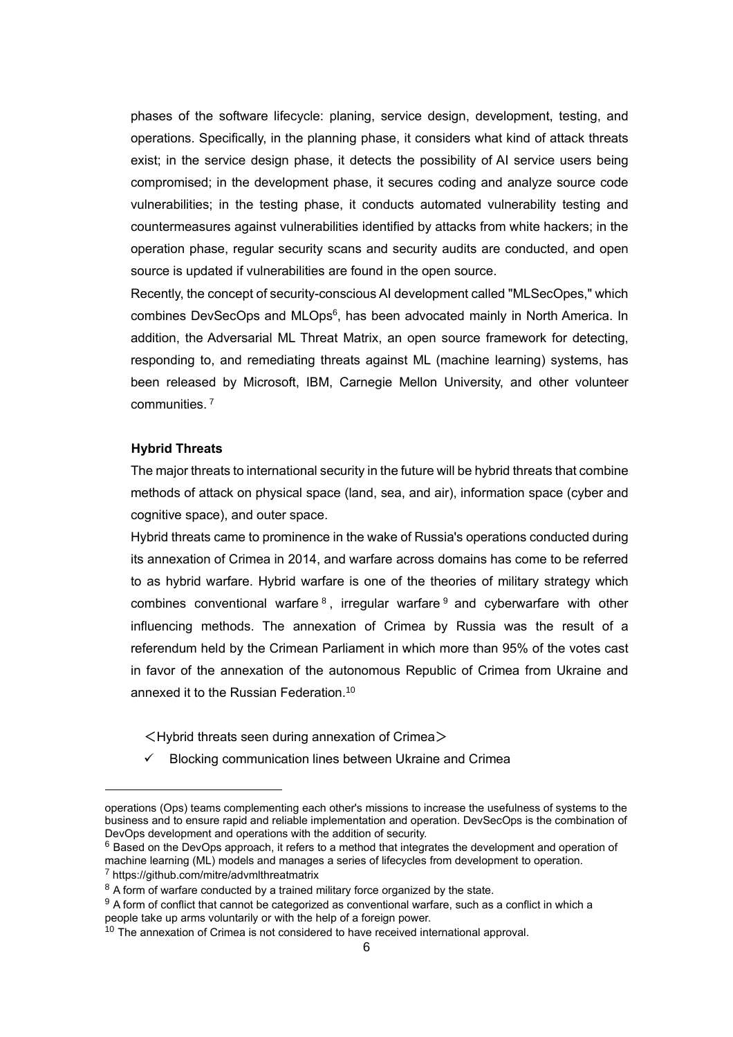phases of the software lifecycle: planing, service design, development, testing, and operations. Specifically, in the planning phase, it considers what kind of attack threats exist; in the service design phase, it detects the possibility of AI service users being compromised; in the development phase, it secures coding and analyze source code vulnerabilities; in the testing phase, it conducts automated vulnerability testing and countermeasures against vulnerabilities identified by attacks from white hackers; in the operation phase, regular security scans and security audits are conducted, and open source is updated if vulnerabilities are found in the open source.

Recently, the concept of security-conscious AI development called "MLSecOpes," which combines DevSecOps and MLOps[6], has been advocated mainly in North America. In addition, the Adversarial ML Threat Matrix, an open source framework for detecting, responding to, and remediating threats against ML (machine learning) systems, has been released by Microsoft, IBM, Carnegie Mellon University, and other volunteer communities.[7]

**Hybrid Threats**

The major threats to international security in the future will be hybrid threats that combine methods of attack on physical space (land, sea, and air), information space (cyber and cognitive space), and outer space.

Hybrid threats came to prominence in the wake of Russia's operations conducted during its annexation of Crimea in 2014, and warfare across domains has come to be referred to as hybrid warfare. Hybrid warfare is one of the theories of military strategy which combines conventional warfare[8], irregular warfare[9] and cyberwarfare with other influencing methods. The annexation of Crimea by Russia was the result of a referendum held by the Crimean Parliament in which more than 95% of the votes cast in favor of the annexation of the autonomous Republic of Crimea from Ukraine and annexed it to the Russian Federation.[10]

＜Hybrid threats seen during annexation of Crimea＞

- ✓ Blocking communication lines between Ukraine and Crimea

---

operations (Ops) teams complementing each other's missions to increase the usefulness of systems to the business and to ensure rapid and reliable implementation and operation. DevSecOps is the combination of DevOps development and operations with the addition of security.

[6] Based on the DevOps approach, it refers to a method that integrates the development and operation of machine learning (ML) models and manages a series of lifecycles from development to operation.

[7] https://github.com/mitre/advmlthreatmatrix

[8] A form of warfare conducted by a trained military force organized by the state.

[9] A form of conflict that cannot be categorized as conventional warfare, such as a conflict in which a people take up arms voluntarily or with the help of a foreign power.

[10] The annexation of Crimea is not considered to have received international approval.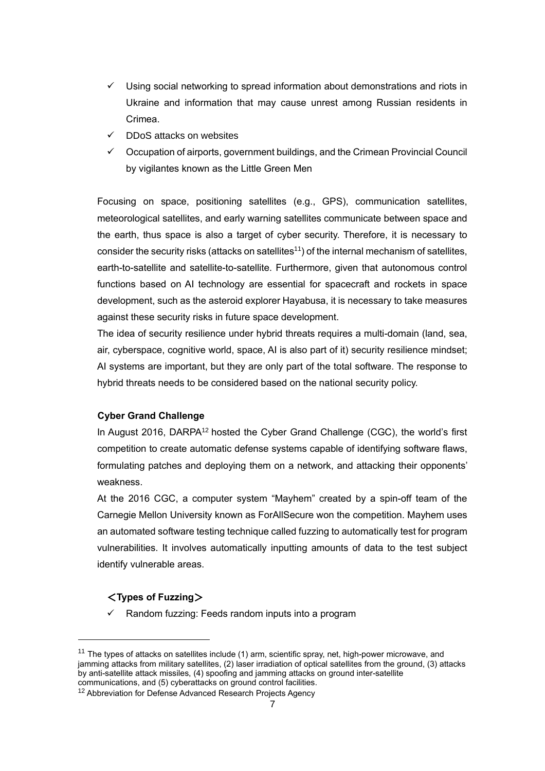- ✓ Using social networking to spread information about demonstrations and riots in Ukraine and information that may cause unrest among Russian residents in Crimea.
- ✓ DDoS attacks on websites
- ✓ Occupation of airports, government buildings, and the Crimean Provincial Council by vigilantes known as the Little Green Men

Focusing on space, positioning satellites (e.g., GPS), communication satellites, meteorological satellites, and early warning satellites communicate between space and the earth, thus space is also a target of cyber security. Therefore, it is necessary to consider the security risks (attacks on satellites[11]) of the internal mechanism of satellites, earth-to-satellite and satellite-to-satellite. Furthermore, given that autonomous control functions based on AI technology are essential for spacecraft and rockets in space development, such as the asteroid explorer Hayabusa, it is necessary to take measures against these security risks in future space development.

The idea of security resilience under hybrid threats requires a multi-domain (land, sea, air, cyberspace, cognitive world, space, AI is also part of it) security resilience mindset; AI systems are important, but they are only part of the total software. The response to hybrid threats needs to be considered based on the national security policy.

**Cyber Grand Challenge**

In August 2016, DARPA[12] hosted the Cyber Grand Challenge (CGC), the world's first competition to create automatic defense systems capable of identifying software flaws, formulating patches and deploying them on a network, and attacking their opponents' weakness.

At the 2016 CGC, a computer system "Mayhem" created by a spin-off team of the Carnegie Mellon University known as ForAllSecure won the competition. Mayhem uses an automated software testing technique called fuzzing to automatically test for program vulnerabilities. It involves automatically inputting amounts of data to the test subject identify vulnerable areas.

**＜Types of Fuzzing＞**

- ✓ Random fuzzing: Feeds random inputs into a program

---

[11] The types of attacks on satellites include (1) arm, scientific spray, net, high-power microwave, and jamming attacks from military satellites, (2) laser irradiation of optical satellites from the ground, (3) attacks by anti-satellite attack missiles, (4) spoofing and jamming attacks on ground inter-satellite communications, and (5) cyberattacks on ground control facilities.

[12] Abbreviation for Defense Advanced Research Projects Agency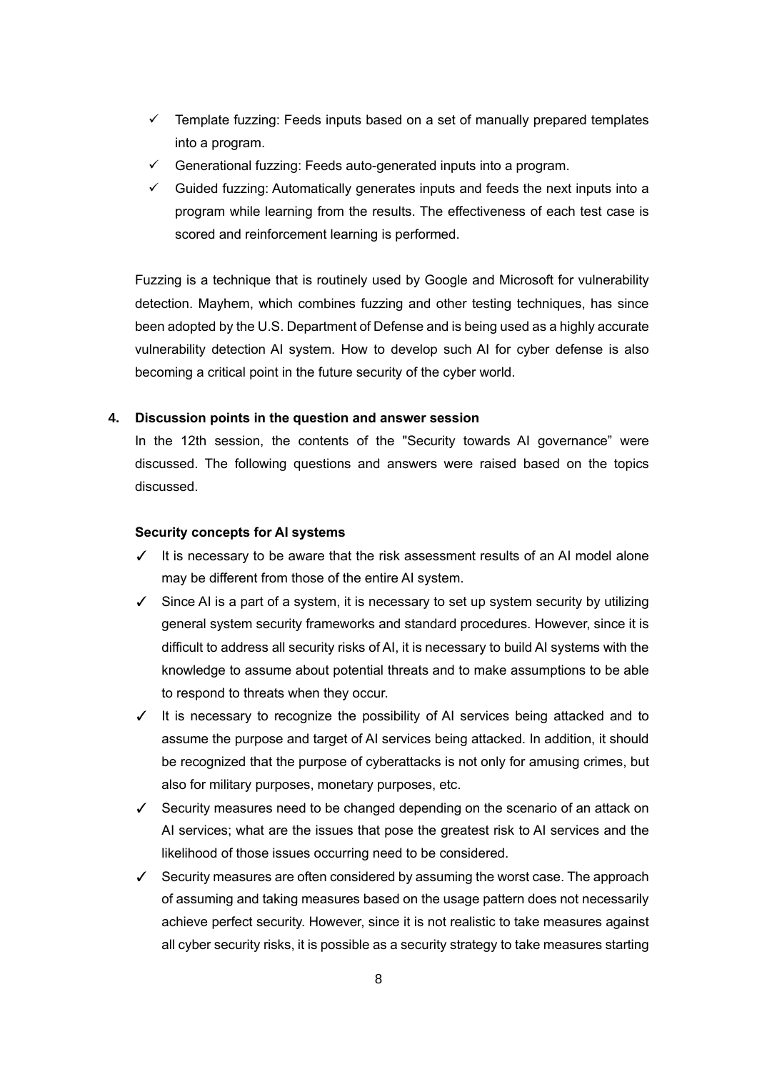- ✓ Template fuzzing: Feeds inputs based on a set of manually prepared templates into a program.
- ✓ Generational fuzzing: Feeds auto-generated inputs into a program.
- ✓ Guided fuzzing: Automatically generates inputs and feeds the next inputs into a program while learning from the results. The effectiveness of each test case is scored and reinforcement learning is performed.

Fuzzing is a technique that is routinely used by Google and Microsoft for vulnerability detection. Mayhem, which combines fuzzing and other testing techniques, has since been adopted by the U.S. Department of Defense and is being used as a highly accurate vulnerability detection AI system. How to develop such AI for cyber defense is also becoming a critical point in the future security of the cyber world.

## 4. Discussion points in the question and answer session

In the 12th session, the contents of the "Security towards AI governance" were discussed. The following questions and answers were raised based on the topics discussed.

**Security concepts for AI systems**

- ✓ It is necessary to be aware that the risk assessment results of an AI model alone may be different from those of the entire AI system.
- ✓ Since AI is a part of a system, it is necessary to set up system security by utilizing general system security frameworks and standard procedures. However, since it is difficult to address all security risks of AI, it is necessary to build AI systems with the knowledge to assume about potential threats and to make assumptions to be able to respond to threats when they occur.
- ✓ It is necessary to recognize the possibility of AI services being attacked and to assume the purpose and target of AI services being attacked. In addition, it should be recognized that the purpose of cyberattacks is not only for amusing crimes, but also for military purposes, monetary purposes, etc.
- ✓ Security measures need to be changed depending on the scenario of an attack on AI services; what are the issues that pose the greatest risk to AI services and the likelihood of those issues occurring need to be considered.
- ✓ Security measures are often considered by assuming the worst case. The approach of assuming and taking measures based on the usage pattern does not necessarily achieve perfect security. However, since it is not realistic to take measures against all cyber security risks, it is possible as a security strategy to take measures starting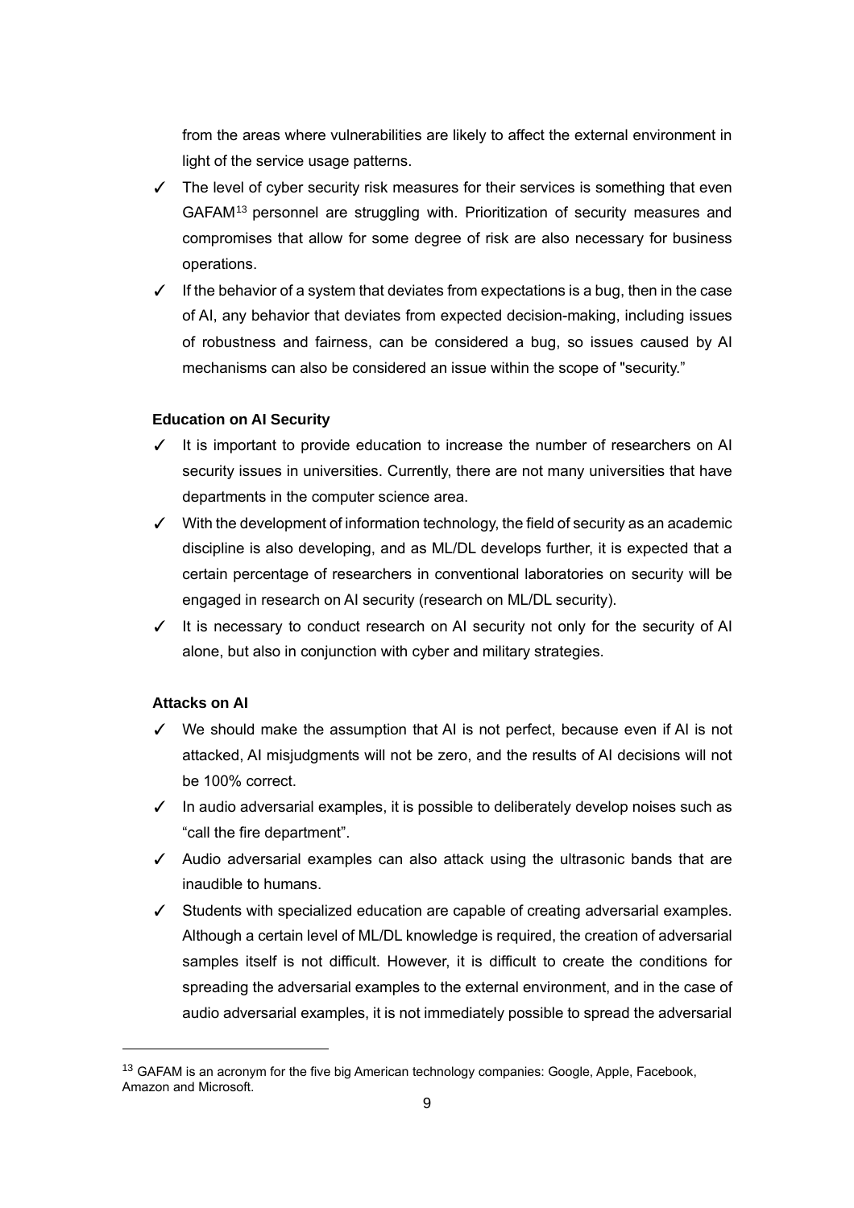from the areas where vulnerabilities are likely to affect the external environment in light of the service usage patterns.

- ✓ The level of cyber security risk measures for their services is something that even GAFAM[13] personnel are struggling with. Prioritization of security measures and compromises that allow for some degree of risk are also necessary for business operations.
- ✓ If the behavior of a system that deviates from expectations is a bug, then in the case of AI, any behavior that deviates from expected decision-making, including issues of robustness and fairness, can be considered a bug, so issues caused by AI mechanisms can also be considered an issue within the scope of "security."

**Education on AI Security**

- ✓ It is important to provide education to increase the number of researchers on AI security issues in universities. Currently, there are not many universities that have departments in the computer science area.
- ✓ With the development of information technology, the field of security as an academic discipline is also developing, and as ML/DL develops further, it is expected that a certain percentage of researchers in conventional laboratories on security will be engaged in research on AI security (research on ML/DL security).
- ✓ It is necessary to conduct research on AI security not only for the security of AI alone, but also in conjunction with cyber and military strategies.

**Attacks on AI**

- ✓ We should make the assumption that AI is not perfect, because even if AI is not attacked, AI misjudgments will not be zero, and the results of AI decisions will not be 100% correct.
- ✓ In audio adversarial examples, it is possible to deliberately develop noises such as "call the fire department".
- ✓ Audio adversarial examples can also attack using the ultrasonic bands that are inaudible to humans.
- ✓ Students with specialized education are capable of creating adversarial examples. Although a certain level of ML/DL knowledge is required, the creation of adversarial samples itself is not difficult. However, it is difficult to create the conditions for spreading the adversarial examples to the external environment, and in the case of audio adversarial examples, it is not immediately possible to spread the adversarial

[13] GAFAM is an acronym for the five big American technology companies: Google, Apple, Facebook, Amazon and Microsoft.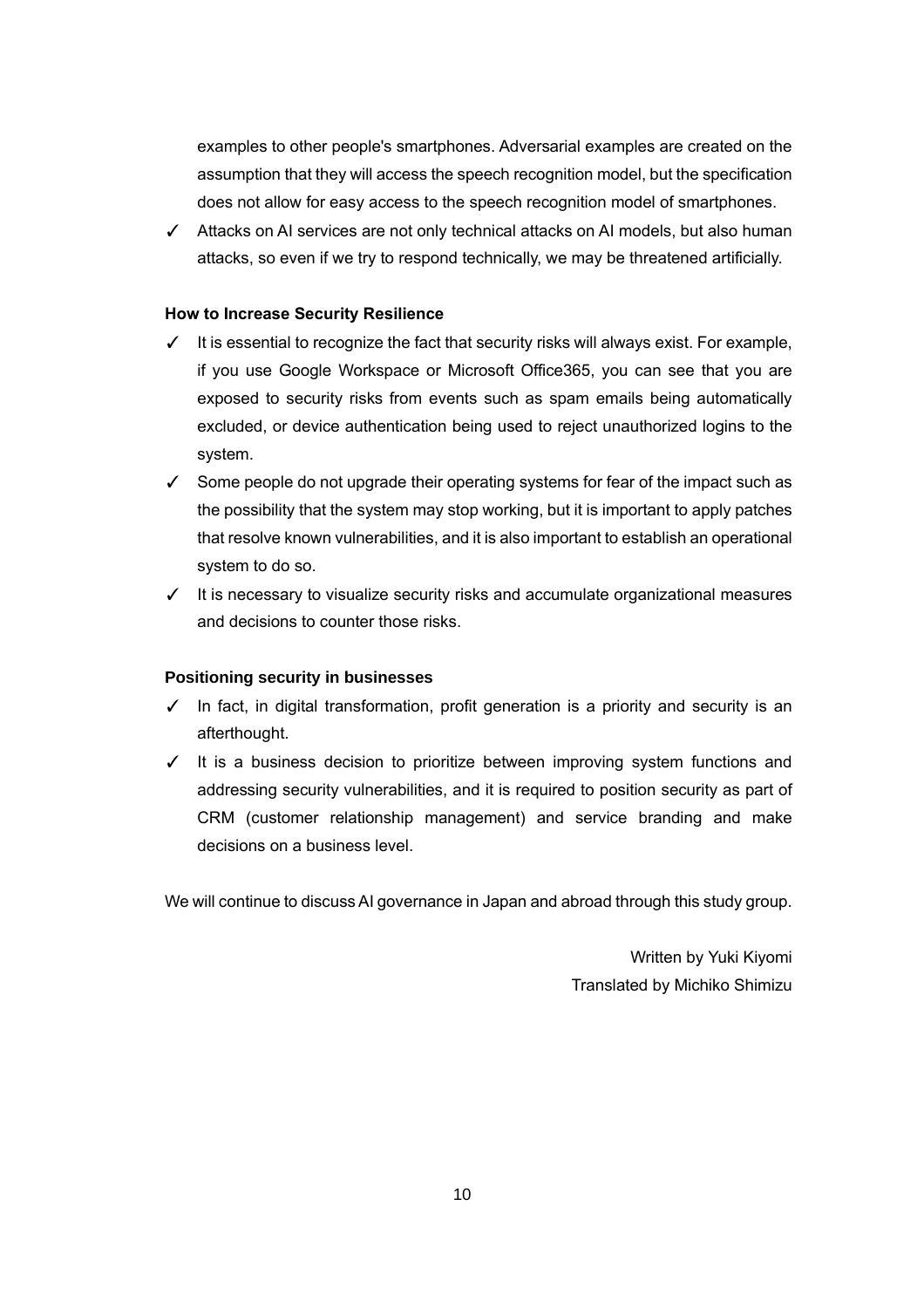examples to other people's smartphones. Adversarial examples are created on the assumption that they will access the speech recognition model, but the specification does not allow for easy access to the speech recognition model of smartphones.

- ✓ Attacks on AI services are not only technical attacks on AI models, but also human attacks, so even if we try to respond technically, we may be threatened artificially.

**How to Increase Security Resilience**

- ✓ It is essential to recognize the fact that security risks will always exist. For example, if you use Google Workspace or Microsoft Office365, you can see that you are exposed to security risks from events such as spam emails being automatically excluded, or device authentication being used to reject unauthorized logins to the system.
- ✓ Some people do not upgrade their operating systems for fear of the impact such as the possibility that the system may stop working, but it is important to apply patches that resolve known vulnerabilities, and it is also important to establish an operational system to do so.
- ✓ It is necessary to visualize security risks and accumulate organizational measures and decisions to counter those risks.

**Positioning security in businesses**

- ✓ In fact, in digital transformation, profit generation is a priority and security is an afterthought.
- ✓ It is a business decision to prioritize between improving system functions and addressing security vulnerabilities, and it is required to position security as part of CRM (customer relationship management) and service branding and make decisions on a business level.

We will continue to discuss AI governance in Japan and abroad through this study group.

Written by Yuki Kiyomi
Translated by Michiko Shimizu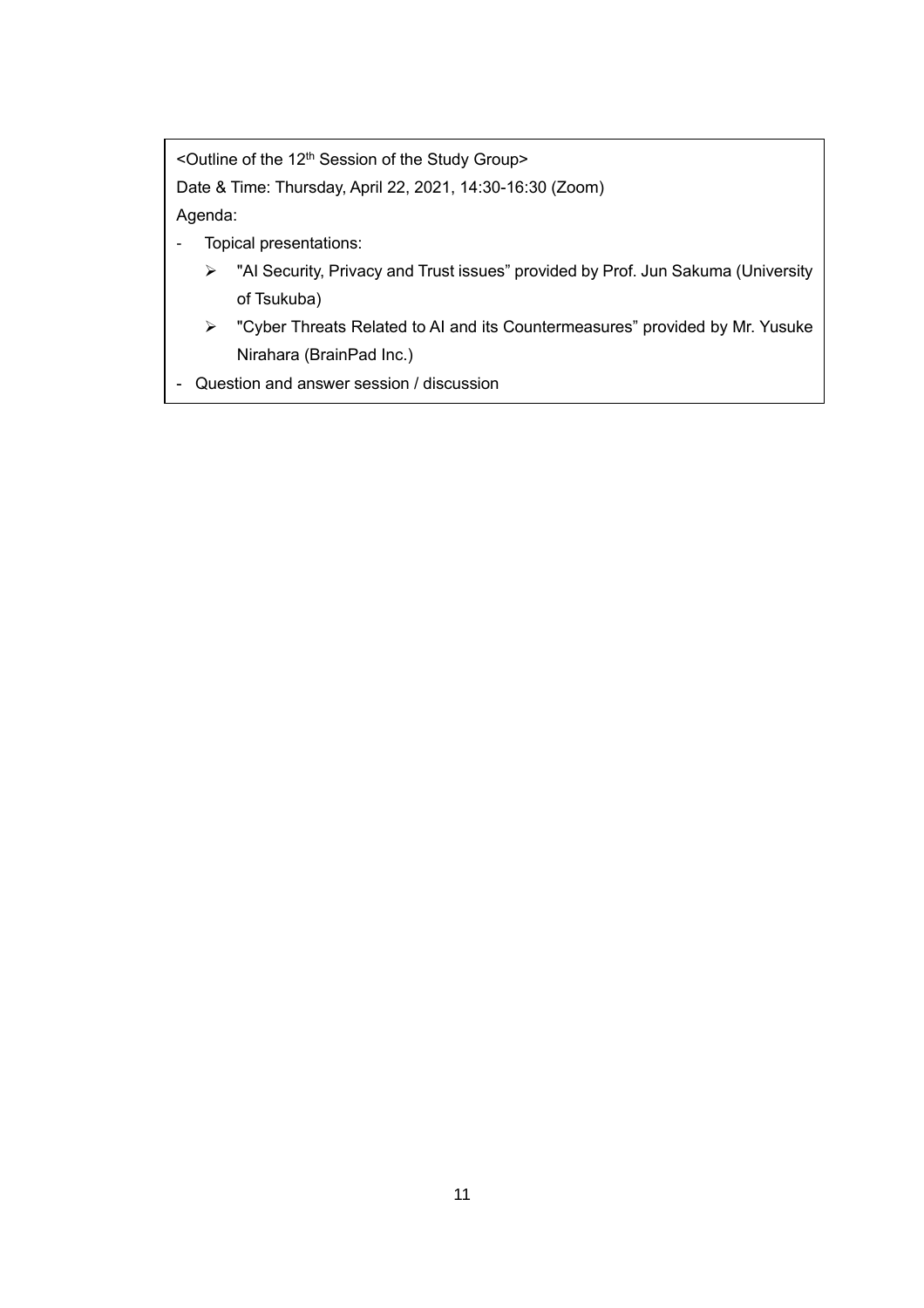<Outline of the 12th Session of the Study Group>

Date & Time: Thursday, April 22, 2021, 14:30-16:30 (Zoom)

Agenda:

- Topical presentations:
  - "AI Security, Privacy and Trust issues" provided by Prof. Jun Sakuma (University of Tsukuba)
  - "Cyber Threats Related to AI and its Countermeasures" provided by Mr. Yusuke Nirahara (BrainPad Inc.)
- Question and answer session / discussion